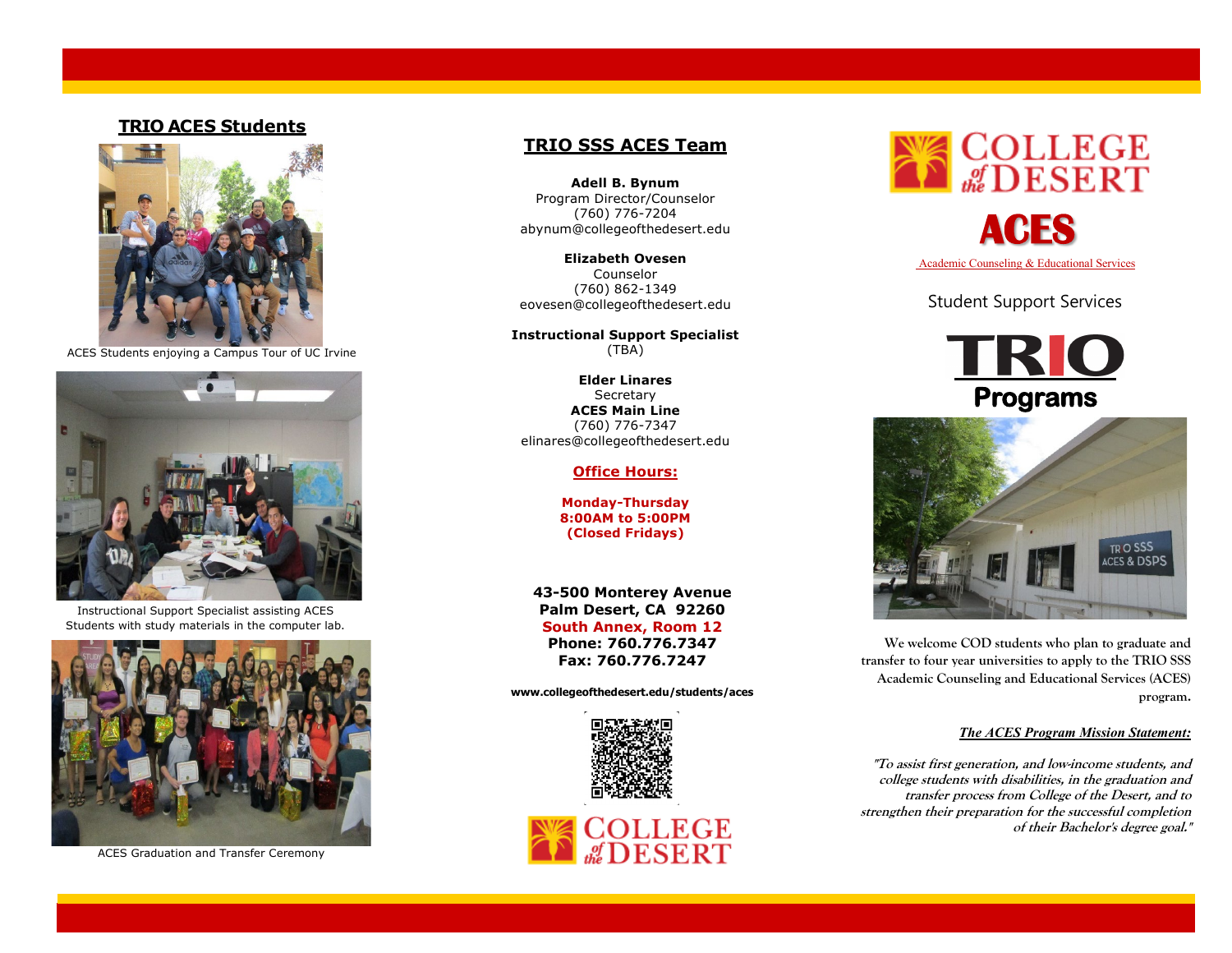## TRIO ACES Students

ACES Students enjoying a Campus Tour of UC Irvine

Instructional Support Specialist assisting ACES Students with study materials in the computer lab.

ACES Graduation and Transfer Ceremony

## TRIO SSS ACES Team

**Adell B. Bynum**
Program Director/Counselor
(760) 776-7204
abynum@collegeofthedesert.edu

**Elizabeth Ovesen**
Counselor
(760) 862-1349
eovesen@collegeofthedesert.edu

**Instructional Support Specialist**
(TBA)

**Elder Linares**
Secretary
**ACES Main Line**
(760) 776-7347
elinares@collegeofthedesert.edu

**Office Hours:**

**Monday-Thursday**
**8:00AM to 5:00PM**
**(Closed Fridays)**

**43-500 Monterey Avenue**
**Palm Desert, CA 92260**
**South Annex, Room 12**
**Phone: 760.776.7347**
**Fax: 760.776.7247**

**www.collegeofthedesert.edu/students/aces**

COLLEGE of the DESERT

# COLLEGE of the DESERT

# ACES

Academic Counseling & Educational Services

Student Support Services

## TRIO Programs

**We welcome COD students who plan to graduate and transfer to four year universities to apply to the TRIO SSS Academic Counseling and Educational Services (ACES) program.**

***The ACES Program Mission Statement:***

***"To assist first generation, and low-income students, and college students with disabilities, in the graduation and transfer process from College of the Desert, and to strengthen their preparation for the successful completion of their Bachelor's degree goal."***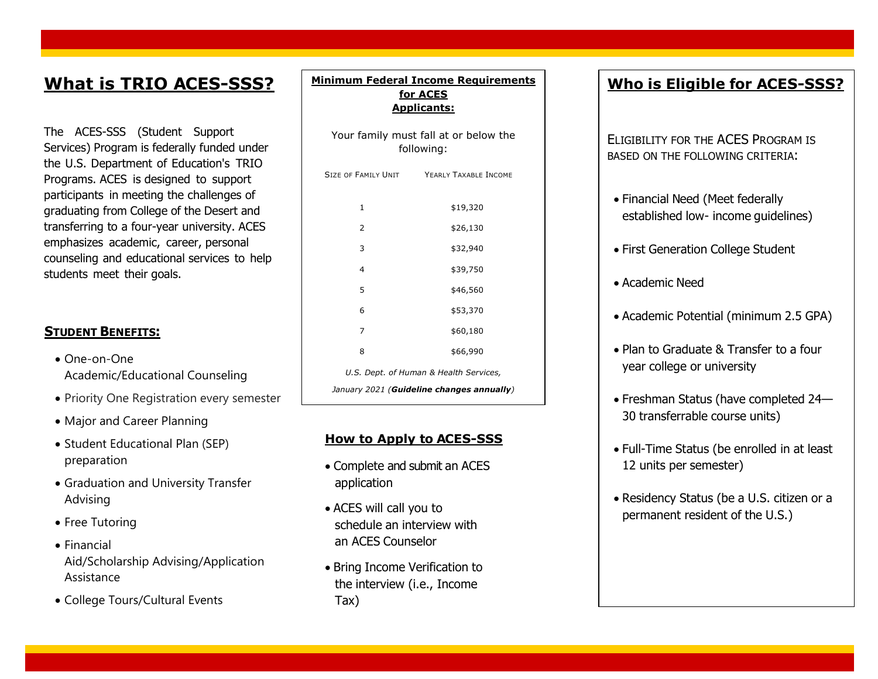## What is TRIO ACES-SSS?

The ACES-SSS (Student Support Services) Program is federally funded under the U.S. Department of Education's TRIO Programs. ACES is designed to support participants in meeting the challenges of graduating from College of the Desert and transferring to a four-year university. ACES emphasizes academic, career, personal counseling and educational services to help students meet their goals.

### STUDENT BENEFITS:

- One-on-One Academic/Educational Counseling
- Priority One Registration every semester
- Major and Career Planning
- Student Educational Plan (SEP) preparation
- Graduation and University Transfer Advising
- Free Tutoring
- Financial Aid/Scholarship Advising/Application Assistance
- College Tours/Cultural Events

### Minimum Federal Income Requirements for ACES Applicants:

Your family must fall at or below the following:

| SIZE OF FAMILY UNIT | YEARLY TAXABLE INCOME |
|---|---|
| 1 | $19,320 |
| 2 | $26,130 |
| 3 | $32,940 |
| 4 | $39,750 |
| 5 | $46,560 |
| 6 | $53,370 |
| 7 | $60,180 |
| 8 | $66,990 |

*U.S. Dept. of Human & Health Services,*

*January 2021 (**Guideline changes annually**)*

### How to Apply to ACES-SSS

- Complete and submit an ACES application
- ACES will call you to schedule an interview with an ACES Counselor
- Bring Income Verification to the interview (i.e., Income Tax)

## Who is Eligible for ACES-SSS?

ELIGIBILITY FOR THE ACES PROGRAM IS BASED ON THE FOLLOWING CRITERIA:

- Financial Need (Meet federally established low- income guidelines)
- First Generation College Student
- Academic Need
- Academic Potential (minimum 2.5 GPA)
- Plan to Graduate & Transfer to a four year college or university
- Freshman Status (have completed 24—30 transferrable course units)
- Full-Time Status (be enrolled in at least 12 units per semester)
- Residency Status (be a U.S. citizen or a permanent resident of the U.S.)